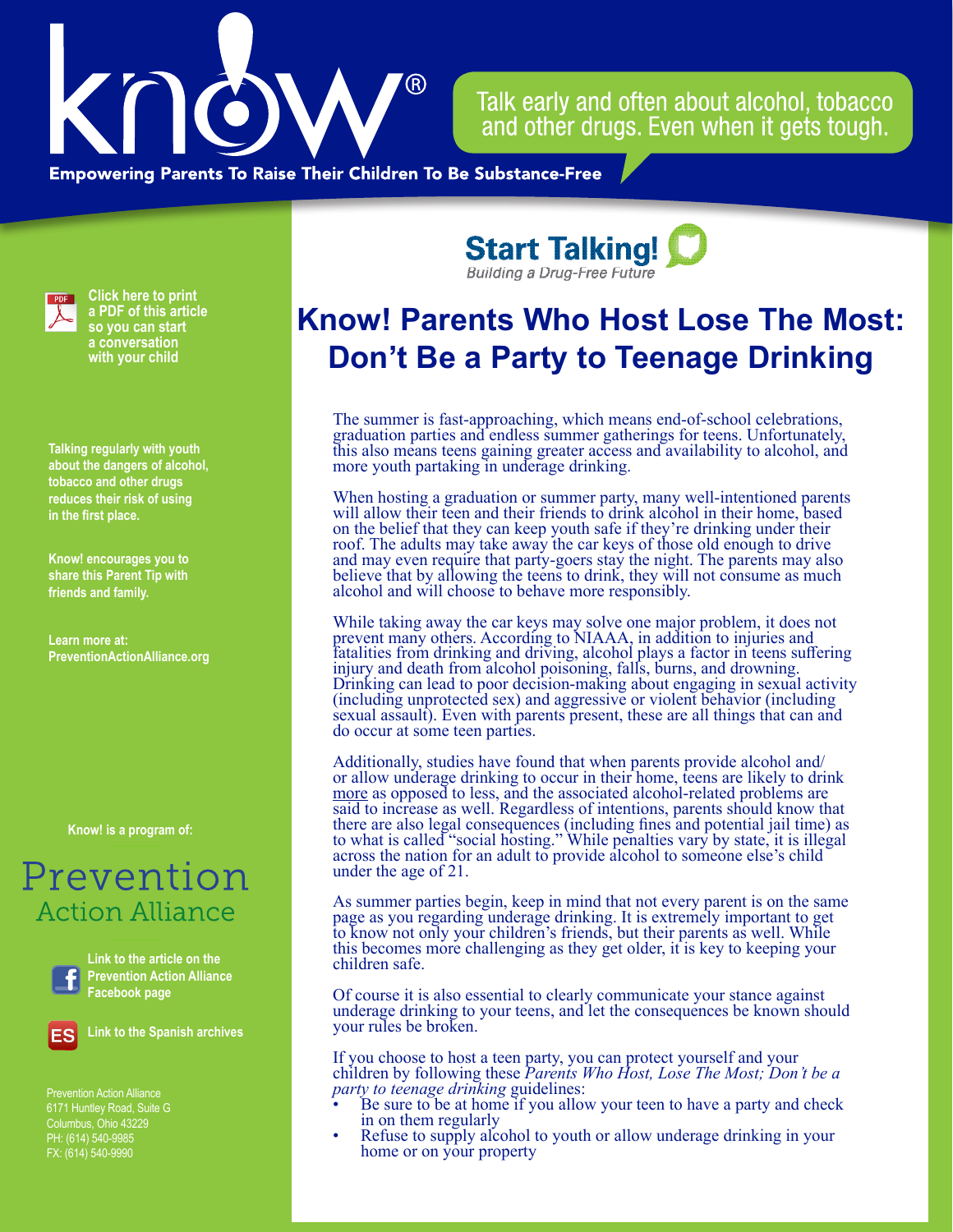Know!®

Talk early and often about alcohol, tobacco and other drugs. Even when it gets tough.

Empowering Parents To Raise Their Children To Be Substance-Free

**Start Talking!**
*Building a Drug-Free Future*

**Click here to print a PDF of this article so you can start a conversation with your child**

**Talking regularly with youth about the dangers of alcohol, tobacco and other drugs reduces their risk of using in the first place.**

**Know! encourages you to share this Parent Tip with friends and family.**

**Learn more at: PreventionActionAlliance.org**

**Know! is a program of:**

Prevention Action Alliance

**Link to the article on the Prevention Action Alliance Facebook page**

**Link to the Spanish archives**

Prevention Action Alliance
6171 Huntley Road, Suite G
Columbus, Ohio 43229
PH: (614) 540-9985
FX: (614) 540-9990

# Know! Parents Who Host Lose The Most: Don't Be a Party to Teenage Drinking

The summer is fast-approaching, which means end-of-school celebrations, graduation parties and endless summer gatherings for teens. Unfortunately, this also means teens gaining greater access and availability to alcohol, and more youth partaking in underage drinking.

When hosting a graduation or summer party, many well-intentioned parents will allow their teen and their friends to drink alcohol in their home, based on the belief that they can keep youth safe if they're drinking under their roof. The adults may take away the car keys of those old enough to drive and may even require that party-goers stay the night. The parents may also believe that by allowing the teens to drink, they will not consume as much alcohol and will choose to behave more responsibly.

While taking away the car keys may solve one major problem, it does not prevent many others. According to NIAAA, in addition to injuries and fatalities from drinking and driving, alcohol plays a factor in teens suffering injury and death from alcohol poisoning, falls, burns, and drowning. Drinking can lead to poor decision-making about engaging in sexual activity (including unprotected sex) and aggressive or violent behavior (including sexual assault). Even with parents present, these are all things that can and do occur at some teen parties.

Additionally, studies have found that when parents provide alcohol and/or allow underage drinking to occur in their home, teens are likely to drink more as opposed to less, and the associated alcohol-related problems are said to increase as well. Regardless of intentions, parents should know that there are also legal consequences (including fines and potential jail time) as to what is called "social hosting." While penalties vary by state, it is illegal across the nation for an adult to provide alcohol to someone else's child under the age of 21.

As summer parties begin, keep in mind that not every parent is on the same page as you regarding underage drinking. It is extremely important to get to know not only your children's friends, but their parents as well. While this becomes more challenging as they get older, it is key to keeping your children safe.

Of course it is also essential to clearly communicate your stance against underage drinking to your teens, and let the consequences be known should your rules be broken.

If you choose to host a teen party, you can protect yourself and your children by following these *Parents Who Host, Lose The Most; Don't be a party to teenage drinking* guidelines:

- Be sure to be at home if you allow your teen to have a party and check in on them regularly
- Refuse to supply alcohol to youth or allow underage drinking in your home or on your property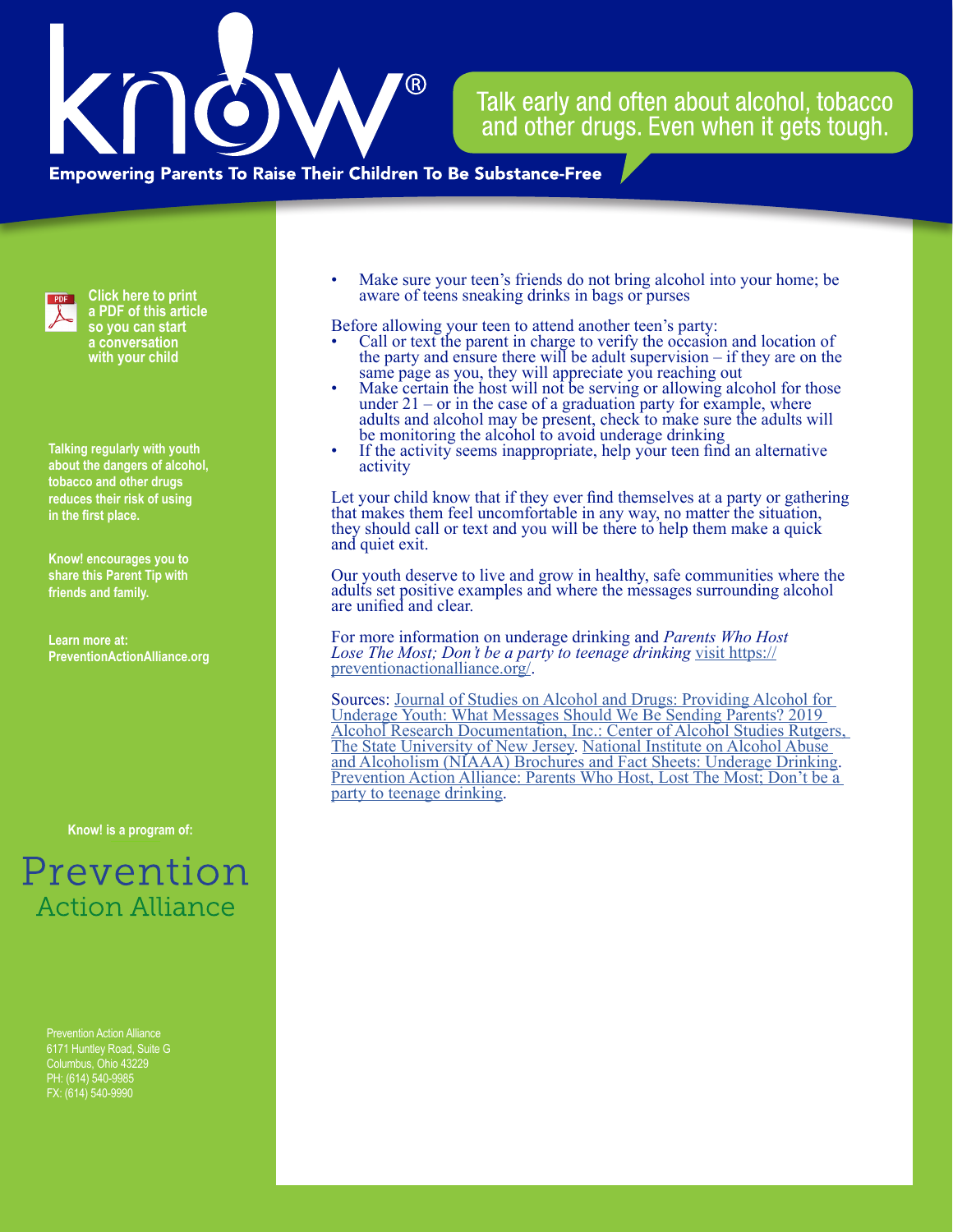Talk early and often about alcohol, tobacco and other drugs. Even when it gets tough.

Empowering Parents To Raise Their Children To Be Substance-Free

**Click here to print a PDF of this article so you can start a conversation with your child**

**Talking regularly with youth about the dangers of alcohol, tobacco and other drugs reduces their risk of using in the first place.**

**Know! encourages you to share this Parent Tip with friends and family.**

**Learn more at: PreventionActionAlliance.org**

- Make sure your teen's friends do not bring alcohol into your home; be aware of teens sneaking drinks in bags or purses

Before allowing your teen to attend another teen's party:

- Call or text the parent in charge to verify the occasion and location of the party and ensure there will be adult supervision – if they are on the same page as you, they will appreciate you reaching out
- Make certain the host will not be serving or allowing alcohol for those under 21 – or in the case of a graduation party for example, where adults and alcohol may be present, check to make sure the adults will be monitoring the alcohol to avoid underage drinking
- If the activity seems inappropriate, help your teen find an alternative activity

Let your child know that if they ever find themselves at a party or gathering that makes them feel uncomfortable in any way, no matter the situation, they should call or text and you will be there to help them make a quick and quiet exit.

Our youth deserve to live and grow in healthy, safe communities where the adults set positive examples and where the messages surrounding alcohol are unified and clear.

For more information on underage drinking and *Parents Who Host Lose The Most; Don't be a party to teenage drinking* visit https://preventionactionalliance.org/.

Sources: Journal of Studies on Alcohol and Drugs: Providing Alcohol for Underage Youth: What Messages Should We Be Sending Parents? 2019 Alcohol Research Documentation, Inc.: Center of Alcohol Studies Rutgers, The State University of New Jersey. National Institute on Alcohol Abuse and Alcoholism (NIAAA) Brochures and Fact Sheets: Underage Drinking. Prevention Action Alliance: Parents Who Host, Lost The Most; Don't be a party to teenage drinking.

**Know! is a program of:**

Prevention Action Alliance

Prevention Action Alliance
6171 Huntley Road, Suite G
Columbus, Ohio 43229
PH: (614) 540-9985
FX: (614) 540-9990